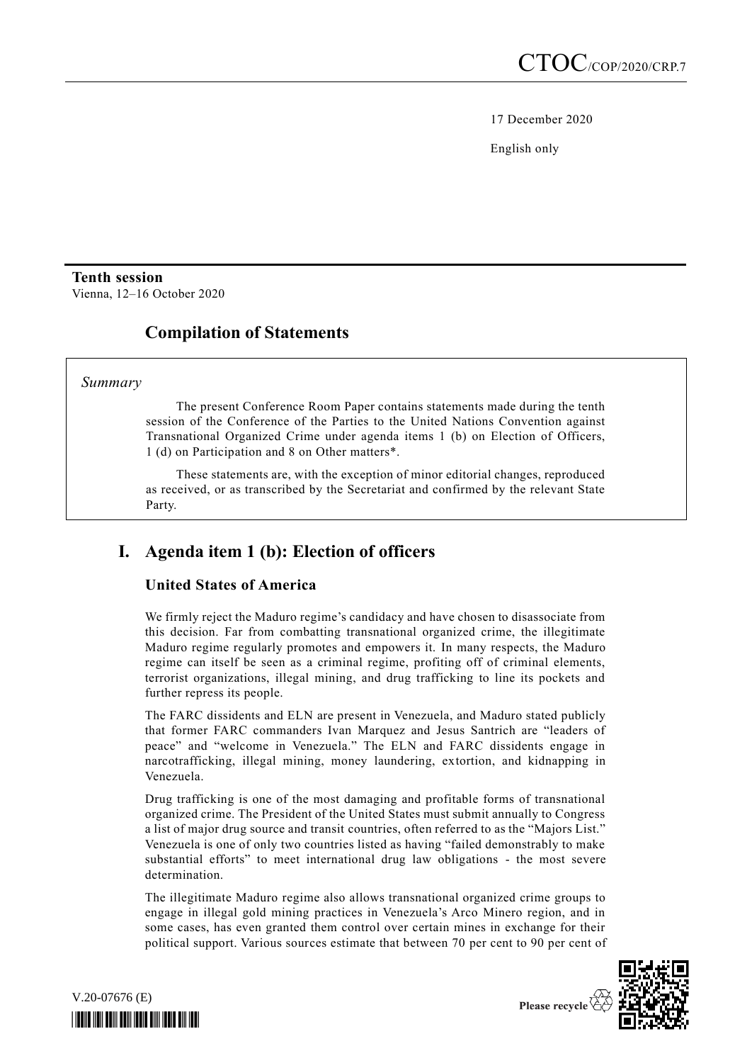CTOC/COP/2020/CRP.7

17 December 2020

English only

**Tenth session**
Vienna, 12–16 October 2020

# Compilation of Statements

*Summary*

The present Conference Room Paper contains statements made during the tenth session of the Conference of the Parties to the United Nations Convention against Transnational Organized Crime under agenda items 1 (b) on Election of Officers, 1 (d) on Participation and 8 on Other matters*.

These statements are, with the exception of minor editorial changes, reproduced as received, or as transcribed by the Secretariat and confirmed by the relevant State Party.

## I. Agenda item 1 (b): Election of officers

### United States of America

We firmly reject the Maduro regime's candidacy and have chosen to disassociate from this decision. Far from combatting transnational organized crime, the illegitimate Maduro regime regularly promotes and empowers it. In many respects, the Maduro regime can itself be seen as a criminal regime, profiting off of criminal elements, terrorist organizations, illegal mining, and drug trafficking to line its pockets and further repress its people.

The FARC dissidents and ELN are present in Venezuela, and Maduro stated publicly that former FARC commanders Ivan Marquez and Jesus Santrich are "leaders of peace" and "welcome in Venezuela." The ELN and FARC dissidents engage in narcotrafficking, illegal mining, money laundering, extortion, and kidnapping in Venezuela.

Drug trafficking is one of the most damaging and profitable forms of transnational organized crime. The President of the United States must submit annually to Congress a list of major drug source and transit countries, often referred to as the "Majors List." Venezuela is one of only two countries listed as having "failed demonstrably to make substantial efforts" to meet international drug law obligations - the most severe determination.

The illegitimate Maduro regime also allows transnational organized crime groups to engage in illegal gold mining practices in Venezuela's Arco Minero region, and in some cases, has even granted them control over certain mines in exchange for their political support. Various sources estimate that between 70 per cent to 90 per cent of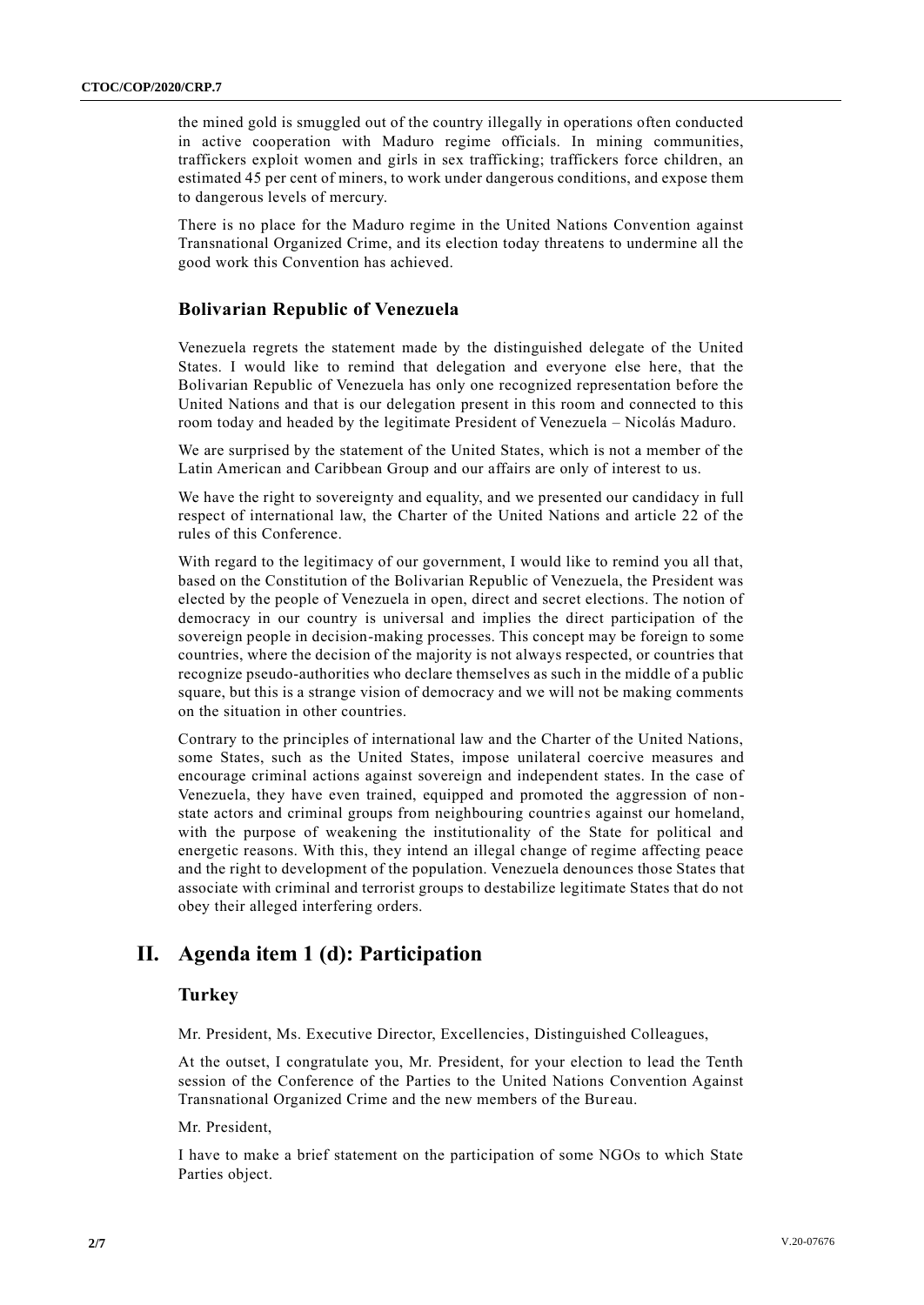the mined gold is smuggled out of the country illegally in operations often conducted in active cooperation with Maduro regime officials. In mining communities, traffickers exploit women and girls in sex trafficking; traffickers force children, an estimated 45 per cent of miners, to work under dangerous conditions, and expose them to dangerous levels of mercury.

There is no place for the Maduro regime in the United Nations Convention against Transnational Organized Crime, and its election today threatens to undermine all the good work this Convention has achieved.

### Bolivarian Republic of Venezuela

Venezuela regrets the statement made by the distinguished delegate of the United States. I would like to remind that delegation and everyone else here, that the Bolivarian Republic of Venezuela has only one recognized representation before the United Nations and that is our delegation present in this room and connected to this room today and headed by the legitimate President of Venezuela – Nicolás Maduro.

We are surprised by the statement of the United States, which is not a member of the Latin American and Caribbean Group and our affairs are only of interest to us.

We have the right to sovereignty and equality, and we presented our candidacy in full respect of international law, the Charter of the United Nations and article 22 of the rules of this Conference.

With regard to the legitimacy of our government, I would like to remind you all that, based on the Constitution of the Bolivarian Republic of Venezuela, the President was elected by the people of Venezuela in open, direct and secret elections. The notion of democracy in our country is universal and implies the direct participation of the sovereign people in decision-making processes. This concept may be foreign to some countries, where the decision of the majority is not always respected, or countries that recognize pseudo-authorities who declare themselves as such in the middle of a public square, but this is a strange vision of democracy and we will not be making comments on the situation in other countries.

Contrary to the principles of international law and the Charter of the United Nations, some States, such as the United States, impose unilateral coercive measures and encourage criminal actions against sovereign and independent states. In the case of Venezuela, they have even trained, equipped and promoted the aggression of non-state actors and criminal groups from neighbouring countries against our homeland, with the purpose of weakening the institutionality of the State for political and energetic reasons. With this, they intend an illegal change of regime affecting peace and the right to development of the population. Venezuela denounces those States that associate with criminal and terrorist groups to destabilize legitimate States that do not obey their alleged interfering orders.

## II. Agenda item 1 (d): Participation

### Turkey

Mr. President, Ms. Executive Director, Excellencies, Distinguished Colleagues,

At the outset, I congratulate you, Mr. President, for your election to lead the Tenth session of the Conference of the Parties to the United Nations Convention Against Transnational Organized Crime and the new members of the Bureau.

Mr. President,

I have to make a brief statement on the participation of some NGOs to which State Parties object.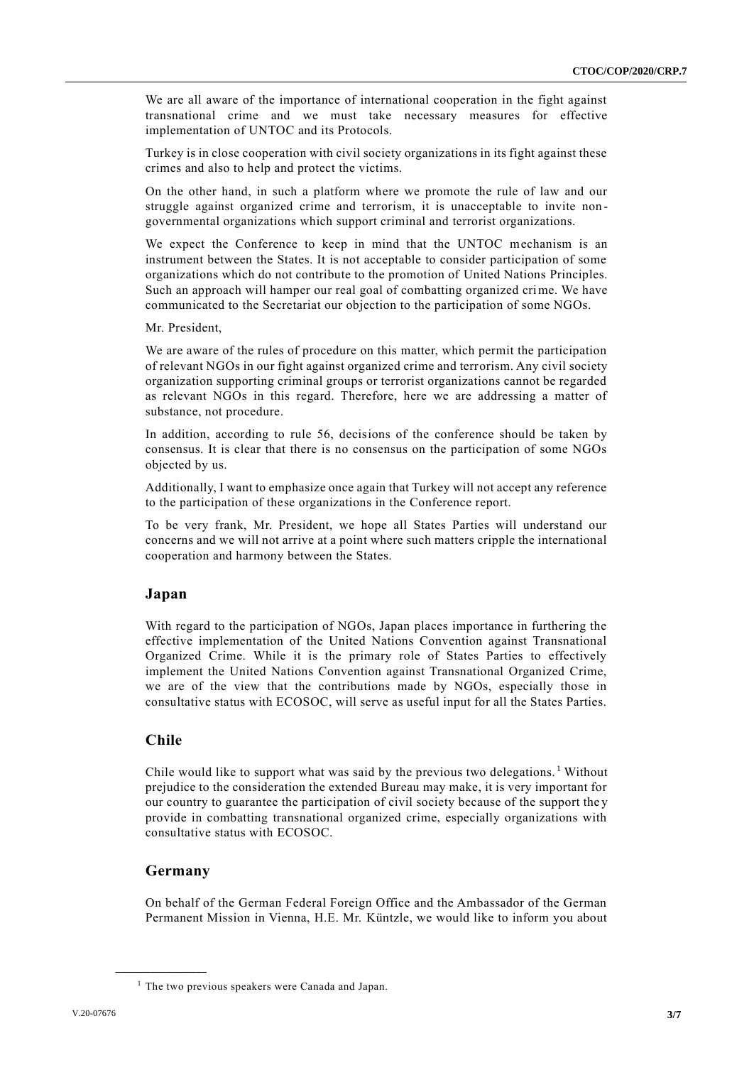We are all aware of the importance of international cooperation in the fight against transnational crime and we must take necessary measures for effective implementation of UNTOC and its Protocols.

Turkey is in close cooperation with civil society organizations in its fight against these crimes and also to help and protect the victims.

On the other hand, in such a platform where we promote the rule of law and our struggle against organized crime and terrorism, it is unacceptable to invite non-governmental organizations which support criminal and terrorist organizations.

We expect the Conference to keep in mind that the UNTOC mechanism is an instrument between the States. It is not acceptable to consider participation of some organizations which do not contribute to the promotion of United Nations Principles. Such an approach will hamper our real goal of combatting organized crime. We have communicated to the Secretariat our objection to the participation of some NGOs.

Mr. President,

We are aware of the rules of procedure on this matter, which permit the participation of relevant NGOs in our fight against organized crime and terrorism. Any civil society organization supporting criminal groups or terrorist organizations cannot be regarded as relevant NGOs in this regard. Therefore, here we are addressing a matter of substance, not procedure.

In addition, according to rule 56, decisions of the conference should be taken by consensus. It is clear that there is no consensus on the participation of some NGOs objected by us.

Additionally, I want to emphasize once again that Turkey will not accept any reference to the participation of these organizations in the Conference report.

To be very frank, Mr. President, we hope all States Parties will understand our concerns and we will not arrive at a point where such matters cripple the international cooperation and harmony between the States.

## Japan

With regard to the participation of NGOs, Japan places importance in furthering the effective implementation of the United Nations Convention against Transnational Organized Crime. While it is the primary role of States Parties to effectively implement the United Nations Convention against Transnational Organized Crime, we are of the view that the contributions made by NGOs, especially those in consultative status with ECOSOC, will serve as useful input for all the States Parties.

## Chile

Chile would like to support what was said by the previous two delegations.[1] Without prejudice to the consideration the extended Bureau may make, it is very important for our country to guarantee the participation of civil society because of the support they provide in combatting transnational organized crime, especially organizations with consultative status with ECOSOC.

## Germany

On behalf of the German Federal Foreign Office and the Ambassador of the German Permanent Mission in Vienna, H.E. Mr. Küntzle, we would like to inform you about

[1] The two previous speakers were Canada and Japan.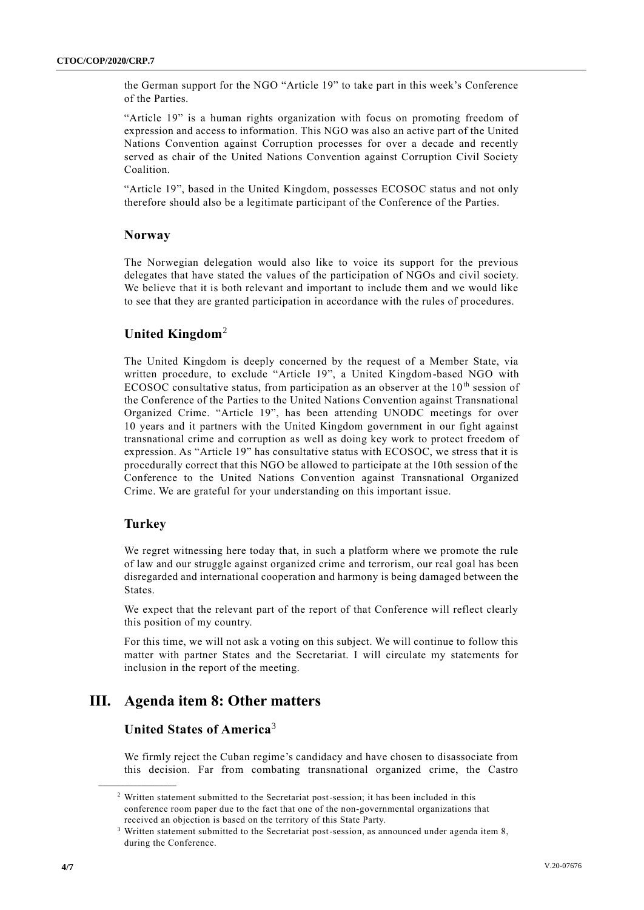the German support for the NGO "Article 19" to take part in this week's Conference of the Parties.

"Article 19" is a human rights organization with focus on promoting freedom of expression and access to information. This NGO was also an active part of the United Nations Convention against Corruption processes for over a decade and recently served as chair of the United Nations Convention against Corruption Civil Society Coalition.

"Article 19", based in the United Kingdom, possesses ECOSOC status and not only therefore should also be a legitimate participant of the Conference of the Parties.

### Norway

The Norwegian delegation would also like to voice its support for the previous delegates that have stated the values of the participation of NGOs and civil society. We believe that it is both relevant and important to include them and we would like to see that they are granted participation in accordance with the rules of procedures.

### United Kingdom[2]

The United Kingdom is deeply concerned by the request of a Member State, via written procedure, to exclude "Article 19", a United Kingdom-based NGO with ECOSOC consultative status, from participation as an observer at the 10th session of the Conference of the Parties to the United Nations Convention against Transnational Organized Crime. "Article 19", has been attending UNODC meetings for over 10 years and it partners with the United Kingdom government in our fight against transnational crime and corruption as well as doing key work to protect freedom of expression. As "Article 19" has consultative status with ECOSOC, we stress that it is procedurally correct that this NGO be allowed to participate at the 10th session of the Conference to the United Nations Convention against Transnational Organized Crime. We are grateful for your understanding on this important issue.

### Turkey

We regret witnessing here today that, in such a platform where we promote the rule of law and our struggle against organized crime and terrorism, our real goal has been disregarded and international cooperation and harmony is being damaged between the States.

We expect that the relevant part of the report of that Conference will reflect clearly this position of my country.

For this time, we will not ask a voting on this subject. We will continue to follow this matter with partner States and the Secretariat. I will circulate my statements for inclusion in the report of the meeting.

## III. Agenda item 8: Other matters

### United States of America[3]

We firmly reject the Cuban regime's candidacy and have chosen to disassociate from this decision. Far from combating transnational organized crime, the Castro

---

[2] Written statement submitted to the Secretariat post-session; it has been included in this conference room paper due to the fact that one of the non-governmental organizations that received an objection is based on the territory of this State Party.

[3] Written statement submitted to the Secretariat post-session, as announced under agenda item 8, during the Conference.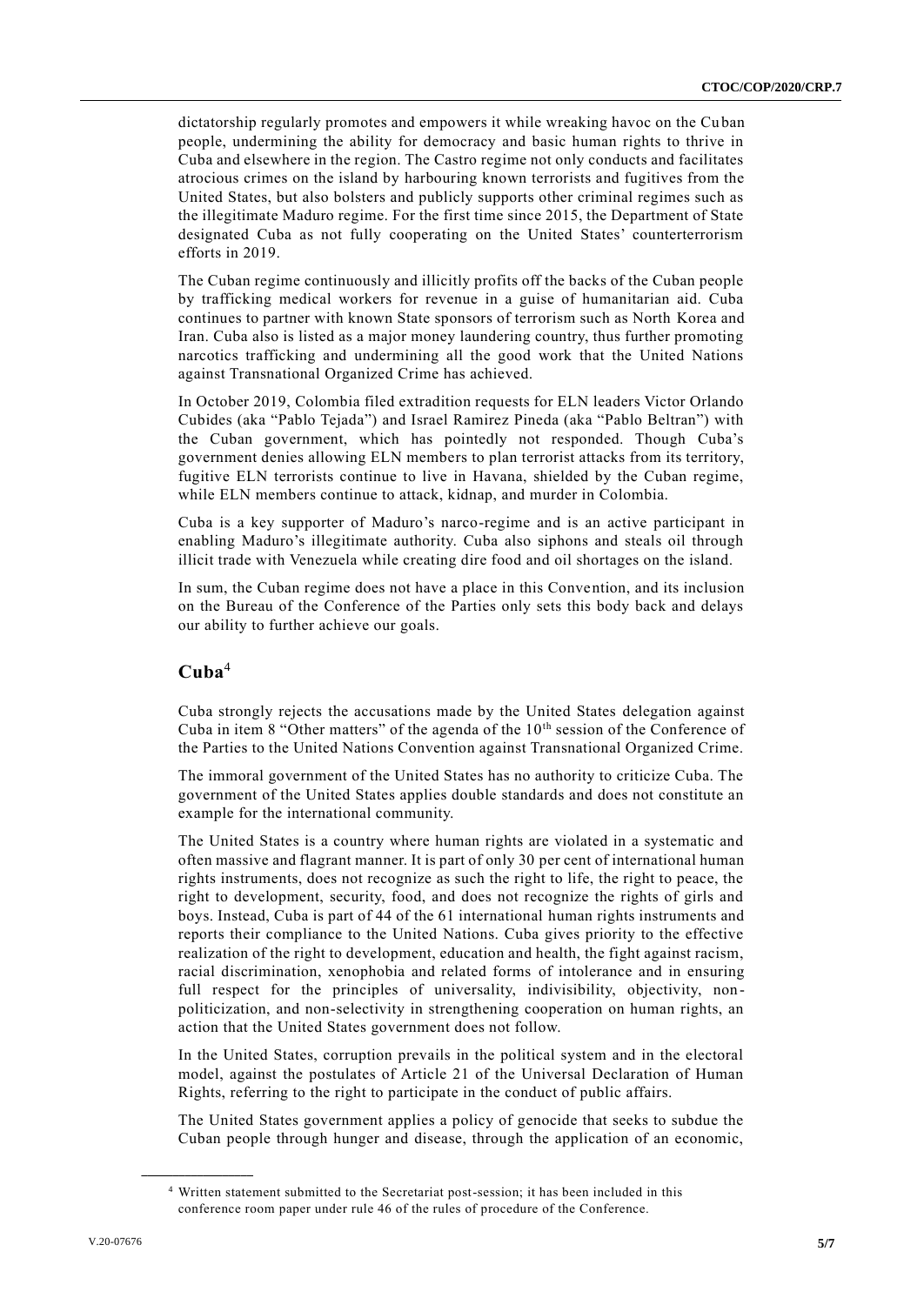dictatorship regularly promotes and empowers it while wreaking havoc on the Cuban people, undermining the ability for democracy and basic human rights to thrive in Cuba and elsewhere in the region. The Castro regime not only conducts and facilitates atrocious crimes on the island by harbouring known terrorists and fugitives from the United States, but also bolsters and publicly supports other criminal regimes such as the illegitimate Maduro regime. For the first time since 2015, the Department of State designated Cuba as not fully cooperating on the United States' counterterrorism efforts in 2019.

The Cuban regime continuously and illicitly profits off the backs of the Cuban people by trafficking medical workers for revenue in a guise of humanitarian aid. Cuba continues to partner with known State sponsors of terrorism such as North Korea and Iran. Cuba also is listed as a major money laundering country, thus further promoting narcotics trafficking and undermining all the good work that the United Nations against Transnational Organized Crime has achieved.

In October 2019, Colombia filed extradition requests for ELN leaders Victor Orlando Cubides (aka "Pablo Tejada") and Israel Ramirez Pineda (aka "Pablo Beltran") with the Cuban government, which has pointedly not responded. Though Cuba's government denies allowing ELN members to plan terrorist attacks from its territory, fugitive ELN terrorists continue to live in Havana, shielded by the Cuban regime, while ELN members continue to attack, kidnap, and murder in Colombia.

Cuba is a key supporter of Maduro's narco-regime and is an active participant in enabling Maduro's illegitimate authority. Cuba also siphons and steals oil through illicit trade with Venezuela while creating dire food and oil shortages on the island.

In sum, the Cuban regime does not have a place in this Convention, and its inclusion on the Bureau of the Conference of the Parties only sets this body back and delays our ability to further achieve our goals.

## Cuba[4]

Cuba strongly rejects the accusations made by the United States delegation against Cuba in item 8 "Other matters" of the agenda of the 10th session of the Conference of the Parties to the United Nations Convention against Transnational Organized Crime.

The immoral government of the United States has no authority to criticize Cuba. The government of the United States applies double standards and does not constitute an example for the international community.

The United States is a country where human rights are violated in a systematic and often massive and flagrant manner. It is part of only 30 per cent of international human rights instruments, does not recognize as such the right to life, the right to peace, the right to development, security, food, and does not recognize the rights of girls and boys. Instead, Cuba is part of 44 of the 61 international human rights instruments and reports their compliance to the United Nations. Cuba gives priority to the effective realization of the right to development, education and health, the fight against racism, racial discrimination, xenophobia and related forms of intolerance and in ensuring full respect for the principles of universality, indivisibility, objectivity, non-politicization, and non-selectivity in strengthening cooperation on human rights, an action that the United States government does not follow.

In the United States, corruption prevails in the political system and in the electoral model, against the postulates of Article 21 of the Universal Declaration of Human Rights, referring to the right to participate in the conduct of public affairs.

The United States government applies a policy of genocide that seeks to subdue the Cuban people through hunger and disease, through the application of an economic,

[4] Written statement submitted to the Secretariat post-session; it has been included in this conference room paper under rule 46 of the rules of procedure of the Conference.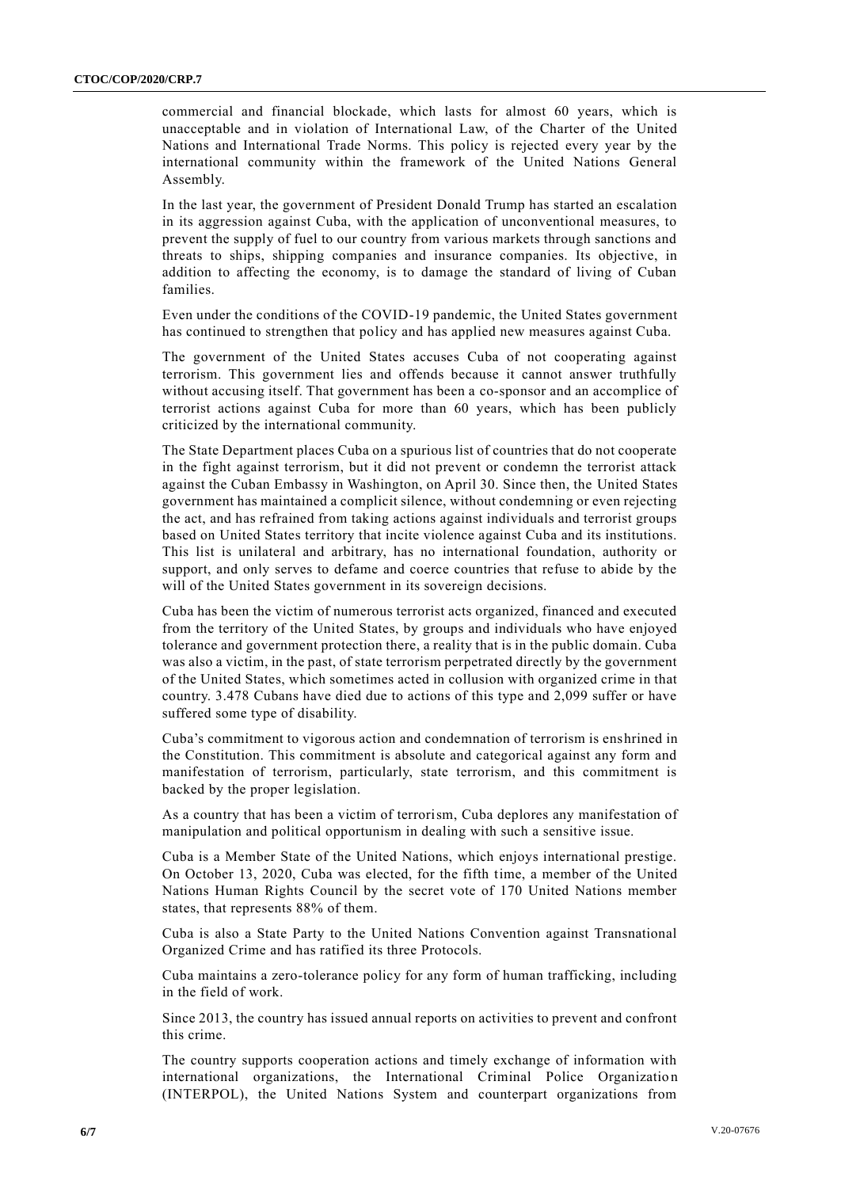commercial and financial blockade, which lasts for almost 60 years, which is unacceptable and in violation of International Law, of the Charter of the United Nations and International Trade Norms. This policy is rejected every year by the international community within the framework of the United Nations General Assembly.

In the last year, the government of President Donald Trump has started an escalation in its aggression against Cuba, with the application of unconventional measures, to prevent the supply of fuel to our country from various markets through sanctions and threats to ships, shipping companies and insurance companies. Its objective, in addition to affecting the economy, is to damage the standard of living of Cuban families.

Even under the conditions of the COVID-19 pandemic, the United States government has continued to strengthen that policy and has applied new measures against Cuba.

The government of the United States accuses Cuba of not cooperating against terrorism. This government lies and offends because it cannot answer truthfully without accusing itself. That government has been a co-sponsor and an accomplice of terrorist actions against Cuba for more than 60 years, which has been publicly criticized by the international community.

The State Department places Cuba on a spurious list of countries that do not cooperate in the fight against terrorism, but it did not prevent or condemn the terrorist attack against the Cuban Embassy in Washington, on April 30. Since then, the United States government has maintained a complicit silence, without condemning or even rejecting the act, and has refrained from taking actions against individuals and terrorist groups based on United States territory that incite violence against Cuba and its institutions. This list is unilateral and arbitrary, has no international foundation, authority or support, and only serves to defame and coerce countries that refuse to abide by the will of the United States government in its sovereign decisions.

Cuba has been the victim of numerous terrorist acts organized, financed and executed from the territory of the United States, by groups and individuals who have enjoyed tolerance and government protection there, a reality that is in the public domain. Cuba was also a victim, in the past, of state terrorism perpetrated directly by the government of the United States, which sometimes acted in collusion with organized crime in that country. 3.478 Cubans have died due to actions of this type and 2,099 suffer or have suffered some type of disability.

Cuba's commitment to vigorous action and condemnation of terrorism is enshrined in the Constitution. This commitment is absolute and categorical against any form and manifestation of terrorism, particularly, state terrorism, and this commitment is backed by the proper legislation.

As a country that has been a victim of terrorism, Cuba deplores any manifestation of manipulation and political opportunism in dealing with such a sensitive issue.

Cuba is a Member State of the United Nations, which enjoys international prestige. On October 13, 2020, Cuba was elected, for the fifth time, a member of the United Nations Human Rights Council by the secret vote of 170 United Nations member states, that represents 88% of them.

Cuba is also a State Party to the United Nations Convention against Transnational Organized Crime and has ratified its three Protocols.

Cuba maintains a zero-tolerance policy for any form of human trafficking, including in the field of work.

Since 2013, the country has issued annual reports on activities to prevent and confront this crime.

The country supports cooperation actions and timely exchange of information with international organizations, the International Criminal Police Organization (INTERPOL), the United Nations System and counterpart organizations from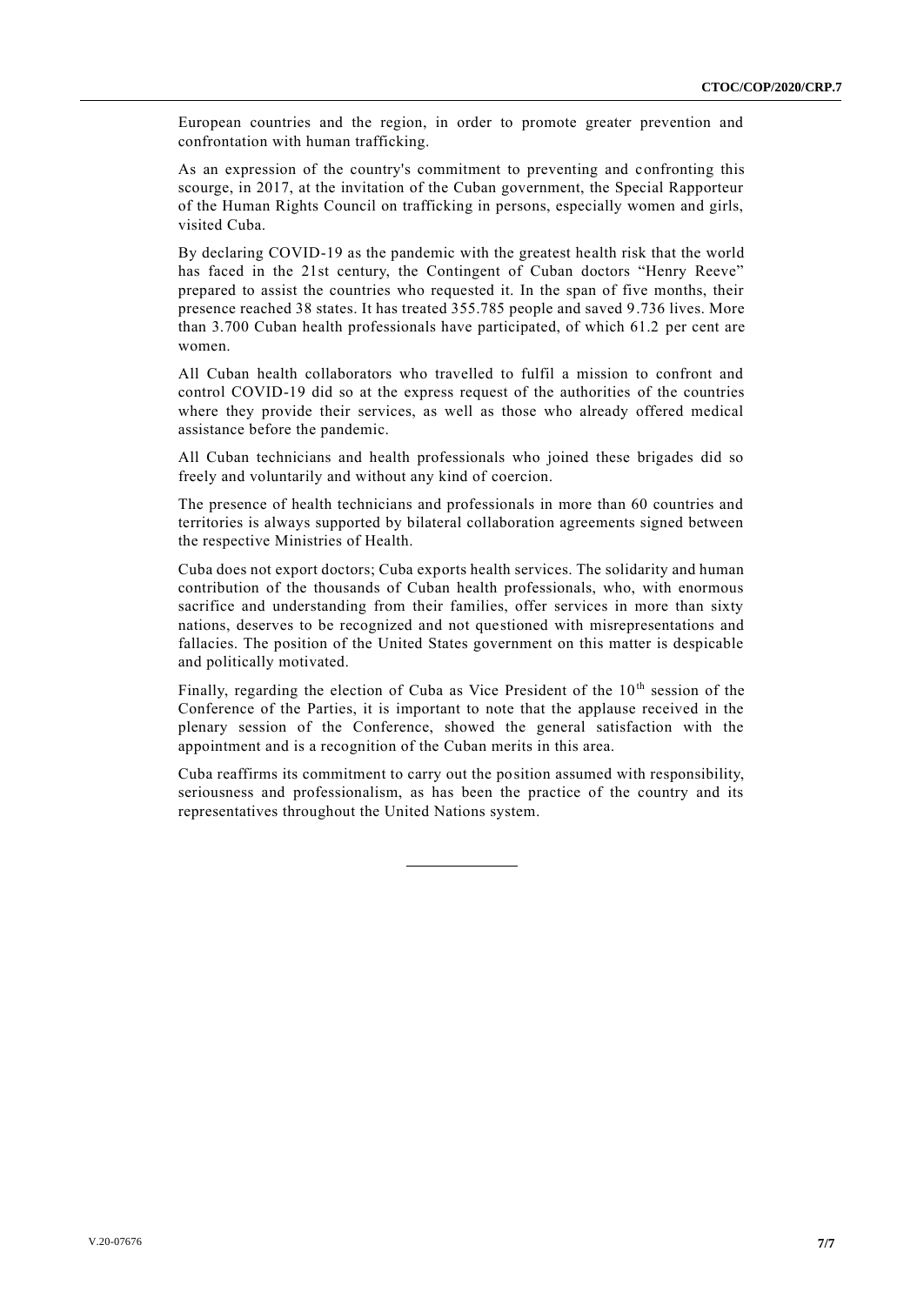European countries and the region, in order to promote greater prevention and confrontation with human trafficking.

As an expression of the country's commitment to preventing and confronting this scourge, in 2017, at the invitation of the Cuban government, the Special Rapporteur of the Human Rights Council on trafficking in persons, especially women and girls, visited Cuba.

By declaring COVID-19 as the pandemic with the greatest health risk that the world has faced in the 21st century, the Contingent of Cuban doctors "Henry Reeve" prepared to assist the countries who requested it. In the span of five months, their presence reached 38 states. It has treated 355.785 people and saved 9.736 lives. More than 3.700 Cuban health professionals have participated, of which 61.2 per cent are women.

All Cuban health collaborators who travelled to fulfil a mission to confront and control COVID-19 did so at the express request of the authorities of the countries where they provide their services, as well as those who already offered medical assistance before the pandemic.

All Cuban technicians and health professionals who joined these brigades did so freely and voluntarily and without any kind of coercion.

The presence of health technicians and professionals in more than 60 countries and territories is always supported by bilateral collaboration agreements signed between the respective Ministries of Health.

Cuba does not export doctors; Cuba exports health services. The solidarity and human contribution of the thousands of Cuban health professionals, who, with enormous sacrifice and understanding from their families, offer services in more than sixty nations, deserves to be recognized and not questioned with misrepresentations and fallacies. The position of the United States government on this matter is despicable and politically motivated.

Finally, regarding the election of Cuba as Vice President of the 10th session of the Conference of the Parties, it is important to note that the applause received in the plenary session of the Conference, showed the general satisfaction with the appointment and is a recognition of the Cuban merits in this area.

Cuba reaffirms its commitment to carry out the position assumed with responsibility, seriousness and professionalism, as has been the practice of the country and its representatives throughout the United Nations system.